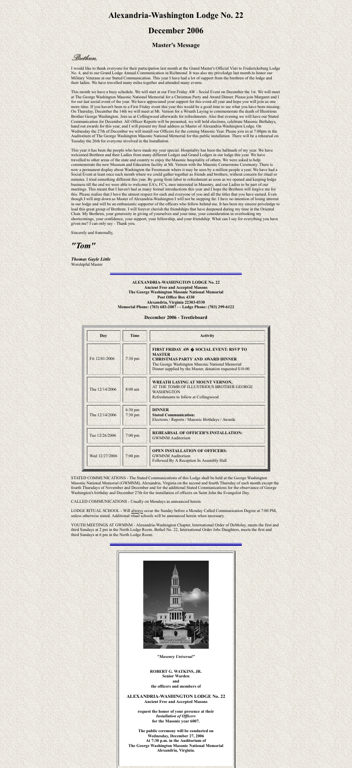# Alexandria-Washington Lodge No. 22

## December 2006

### Master's Message

*Brethren,*

I would like to thank everyone for their participation last month at the Grand Master's Official Visit to Fredericksburg Lodge No. 4, and to our Grand Lodge Annual Communication in Richmond. It was also my priveledge last month to honor our Military Veterans at our Stated Communication. This year I have had a lot of support from the brethren of the lodge and their ladies. We have travelled many miles together and attended many events.

This month we have a busy schedule. We will start at our First Friday AW - Social Event on December the 1st. We will meet at The George Washington Masonic National Memorial for a Christmas Party and Award Dinner. Please join Margaret and I for our last social event of the year. We have appreciated your support for this event all year and hope you will join us one more time. If you haven't been to a First Friday event this year this would be a good time to see what you have been missing. On Thursday, December the 14th we will meet at Mt. Vernon for a Wreath Laying to commemorate the death of Illustrious Brother George Washington. Join us at Collingwood afterwards for refreshments. Also that evening we will have our Stated Communication for December. All Officer Reports will be presented, we will hold elections, celebrate Masonic Birthdays, hand out awards for this year, and I will present my final address as Master of Alexandria-Washington Lodge. On Wednesday the 27th of December we will install our Officers for the coming Masonic Year. Please join us at 7:00pm in the Auditorium of The George Washington Masonic National Memorial for this public installation. There will be a rehearsal on Tuesday the 26th for everyone involved in the Installation.

This year it has been the people who have made my year special. Hospitality has been the hallmark of my year. We have welcomed Brethren and their Ladies from many different Ledges and Grand Lodges in our lodge this year. We have travelled to other areas of the state and country to enjoy the Masonic hospitality of others. We were asked to help commemorate the new Museum and Education facility at Mt. Vernon with the Masonic Cornerstone Ceremony. There is now a permanent display about Washington the Freemason where it may be seen by a million people a year. We have had a Social Event at least once each month where we could gather together as friends and brothers, without concern for ritual or minutes. I tried something different this year. By going from labor to refreshment as soon as we opened and keeping lodge business till the end we were able to welcome EA's, FC's, men interested in Masonry, and our Ladies to be part of our meetings. This meant that I haven't had as many formal introductions this year and I hope the Brethren will forgive me for this. Please realize that I have the utmost respect for each and everyone of you and all the titles that you have earned. Even though I will step down as Master of Alexandria-Washington I will not be stepping far. I have no intention of losing interest in our lodge and will be an enthusiastic supporter of the officers who follow behind me. It has been my sincere priveledge to lead this great group of Brethren. I will forever cherish the friendships that have deepened during my time in the Oriental Chair. My Brethren, your generosity in giving of yourselves and your time, your consideration in overlooking my shortcomings, your confidence, your support, your fellowship, and your friendship. What can I say for everything you have given me? I can only say - Thank you.

Sincerely and fraternally,

## *"Tom"*

***Thomas Gayle Little***
Worshipful Master

**ALEXANDRIA-WASHINGTON LODGE No. 22**
**Ancient Free and Accepted Masons**
**The George Washington Masonic National Memorial**
**Post Office Box 4330**
**Alexandria, Virginia 22303-0330**
**Memorial Phone: (703) 683-2007 - - Lodge Phone: (703) 299-6122**

### December 2006 - Trestleboard

| Day | Time | Activity |
|---|---|---|
| Fri 12/01/2006 | 7:30 pm | **FIRST FRIDAY AW � SOCIAL EVENT: RSVP TO MASTER**<br>**CHRISTMAS PARTY AND AWARD DINNER**<br>The George Washington Masonic National Memorial<br>Dinner supplied by the Master, donation requested $10.00 |
| Thu 12/14/2006 | 8:00 am | **WREATH LAYING AT MOUNT VERNON,**<br>AT THE TOMB OF ILLUSTRIOUS BROTHER GEORGE WASHINGTON<br>Refreshments to follow at Collingwood |
| Thu 12/14/2006 | 6:30 pm<br>7:30 pm | **DINNER**<br>**Stated Communication:**<br>Elections / Reports / Masonic Birthdays / Awards |
| Tue 12/26/2006 | 7:00 pm | **REHEARSAL OF OFFICER'S INSTALLATION:**<br>GWMNM Auditorium |
| Wed 12/27/2006 | 7:00 pm | **OPEN INSTALLATION OF OFFICERS:**<br>GWMNM Auditorium<br>Followed By A Reception In Assembly Hall |

STATED COMMUNICATIONS - The Stated Communications of this Lodge shall be held at the George Washington Masonic National Memorial (GWMNM), Alexandria, Virginia on the second and fourth Thursday of each month except the fourth Thursdays of November and December and for the additional Stated Communications for the observance of George Washington's birthday and December 27th for the installation of officers on Saint John the Evangelist Day.

CALLED COMMUNICATIONS - Usually on Mondays as announced herein.

LODGE RITUAL SCHOOL - Will always occur the Sunday before a Monday Called Communication Degree at 7:00 PM, unless otherwise stated. Additional ritual schools will be announced herein when necessary.

YOUTH MEETINGS AT GWMNM - Alexandria-Washington Chapter, International Order of DeMolay, meets the first and third Sundays at 2 pm in the North Lodge Room. Bethel No. 22, International Order Jobs Daughters, meets the first and third Sundays at 6 pm in the North Lodge Room.

*"Masonry Universal"*

**ROBERT G. WATKINS, JR.**
**Senior Warden**
**and**
**the officers and members of**

**ALEXANDRIA-WASHINGTON LODGE No. 22**
**Ancient Free and Accepted Masons**

**request the honor of your presence at their**
***Installation of Officers***
**for the Masonic year 6007.**

**The public ceremony will be conducted on**
**Wednesday, December 27, 2006**
**At 7:30 p.m. in the Auditorium of**
**The George Washington Masonic National Memorial**
**Alexandria, Virginia.**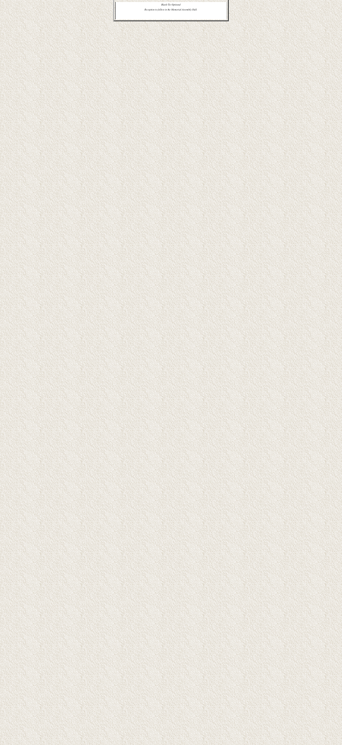*Black Tie Optional*

*Reception to follow in the Memorial Assembly Hall.*